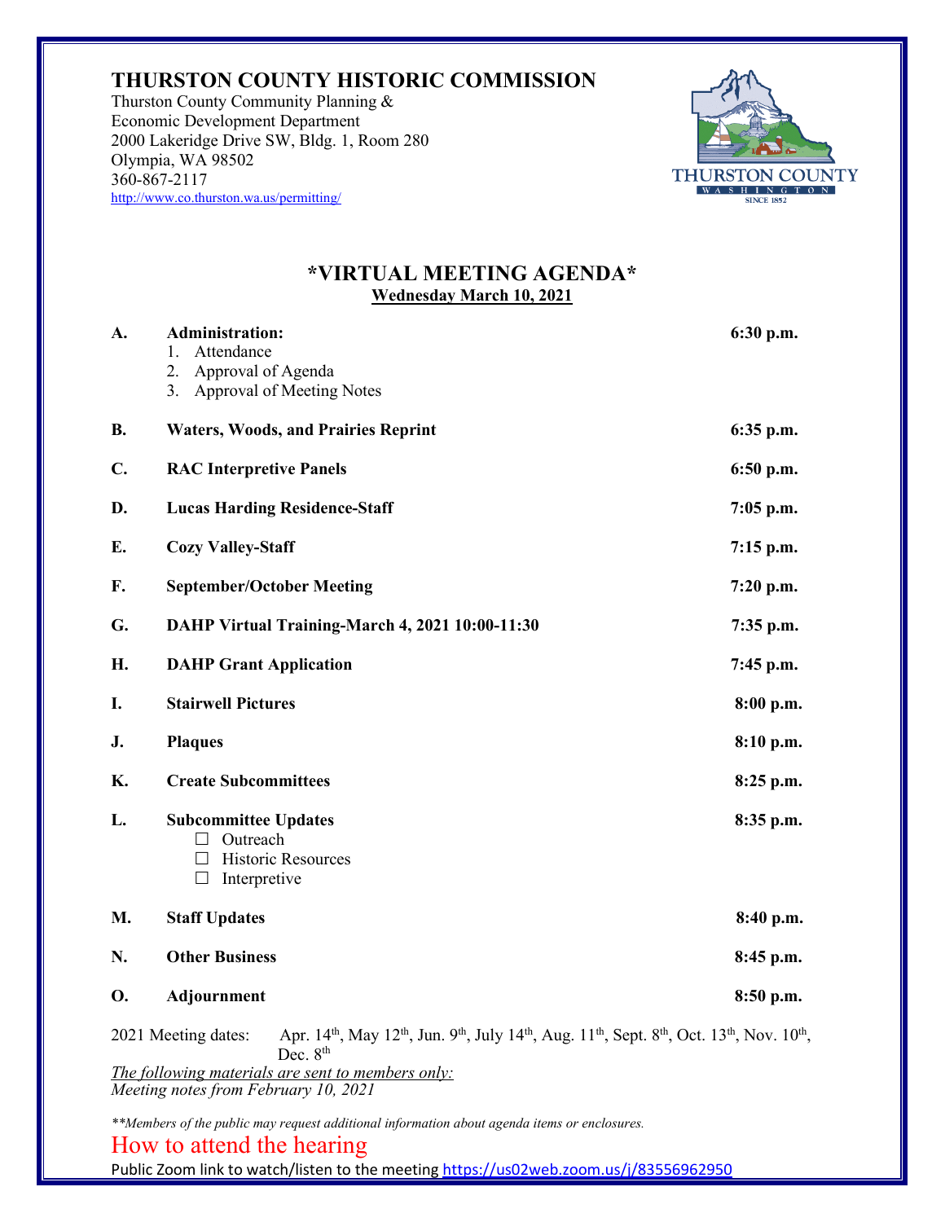# THURSTON COUNTY HISTORIC COMMISSION

Thurston County Community Planning &
Economic Development Department
2000 Lakeridge Drive SW, Bldg. 1, Room 280
Olympia, WA 98502
360-867-2117
http://www.co.thurston.wa.us/permitting/

THURSTON COUNTY
WASHINGTON
SINCE 1852

## *VIRTUAL MEETING AGENDA*

**Wednesday March 10, 2021**

| | | |
|---|---|---|
| **A.** | **Administration:**<br>1. Attendance<br>2. Approval of Agenda<br>3. Approval of Meeting Notes | **6:30 p.m.** |
| **B.** | **Waters, Woods, and Prairies Reprint** | **6:35 p.m.** |
| **C.** | **RAC Interpretive Panels** | **6:50 p.m.** |
| **D.** | **Lucas Harding Residence-Staff** | **7:05 p.m.** |
| **E.** | **Cozy Valley-Staff** | **7:15 p.m.** |
| **F.** | **September/October Meeting** | **7:20 p.m.** |
| **G.** | **DAHP Virtual Training-March 4, 2021 10:00-11:30** | **7:35 p.m.** |
| **H.** | **DAHP Grant Application** | **7:45 p.m.** |
| **I.** | **Stairwell Pictures** | **8:00 p.m.** |
| **J.** | **Plaques** | **8:10 p.m.** |
| **K.** | **Create Subcommittees** | **8:25 p.m.** |
| **L.** | **Subcommittee Updates**<br>☐ Outreach<br>☐ Historic Resources<br>☐ Interpretive | **8:35 p.m.** |
| **M.** | **Staff Updates** | **8:40 p.m.** |
| **N.** | **Other Business** | **8:45 p.m.** |
| **O.** | **Adjournment** | **8:50 p.m.** |

2021 Meeting dates: Apr. 14th, May 12th, Jun. 9th, July 14th, Aug. 11th, Sept. 8th, Oct. 13th, Nov. 10th, Dec. 8th

*The following materials are sent to members only:*
*Meeting notes from February 10, 2021*

*\*\*Members of the public may request additional information about agenda items or enclosures.*

How to attend the hearing

Public Zoom link to watch/listen to the meeting https://us02web.zoom.us/j/83556962950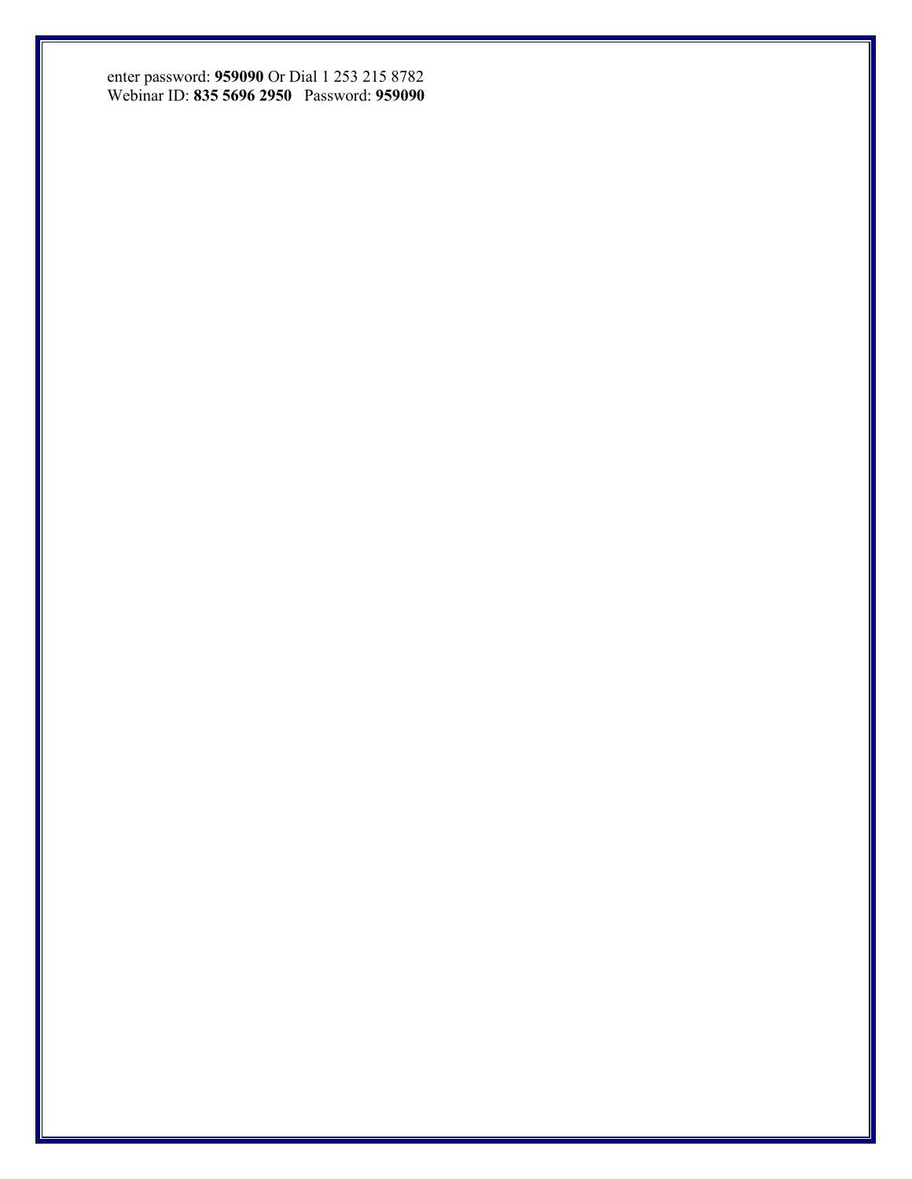enter password: **959090** Or Dial 1 253 215 8782
Webinar ID: **835 5696 2950** Password: **959090**